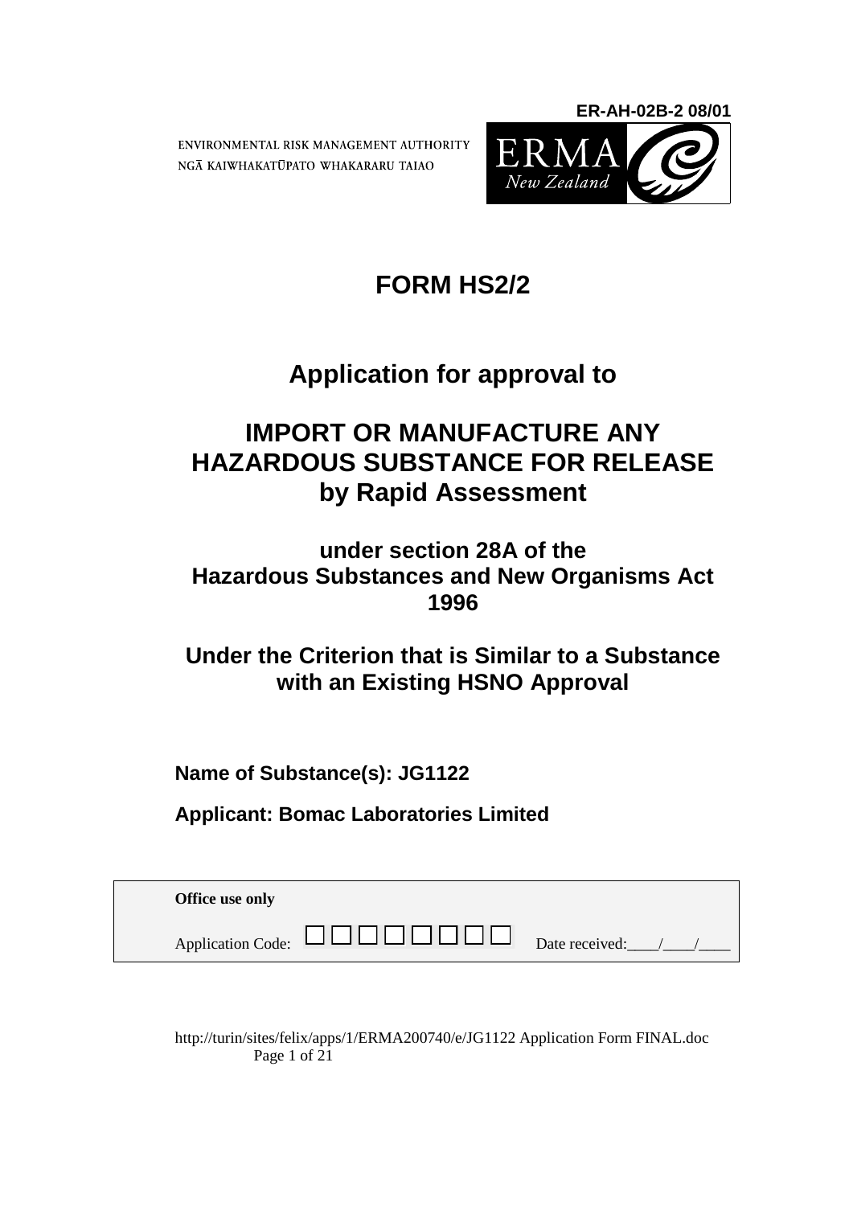**ER-AH-02B-2 08/01**

ENVIRONMENTAL RISK MANAGEMENT AUTHORITY
NGĀ KAIWHAKATŪPATO WHAKARARU TAIAO

ERMA New Zealand

# FORM HS2/2

## Application for approval to

## IMPORT OR MANUFACTURE ANY HAZARDOUS SUBSTANCE FOR RELEASE by Rapid Assessment

### under section 28A of the Hazardous Substances and New Organisms Act 1996

### Under the Criterion that is Similar to a Substance with an Existing HSNO Approval

**Name of Substance(s): JG1122**

**Applicant: Bomac Laboratories Limited**

| **Office use only** | |
|---|---|
| Application Code: ☐☐☐☐☐☐☐☐☐ | Date received:\_\_\_\_/\_\_\_\_/\_\_\_\_ |

http://turin/sites/felix/apps/1/ERMA200740/e/JG1122 Application Form FINAL.doc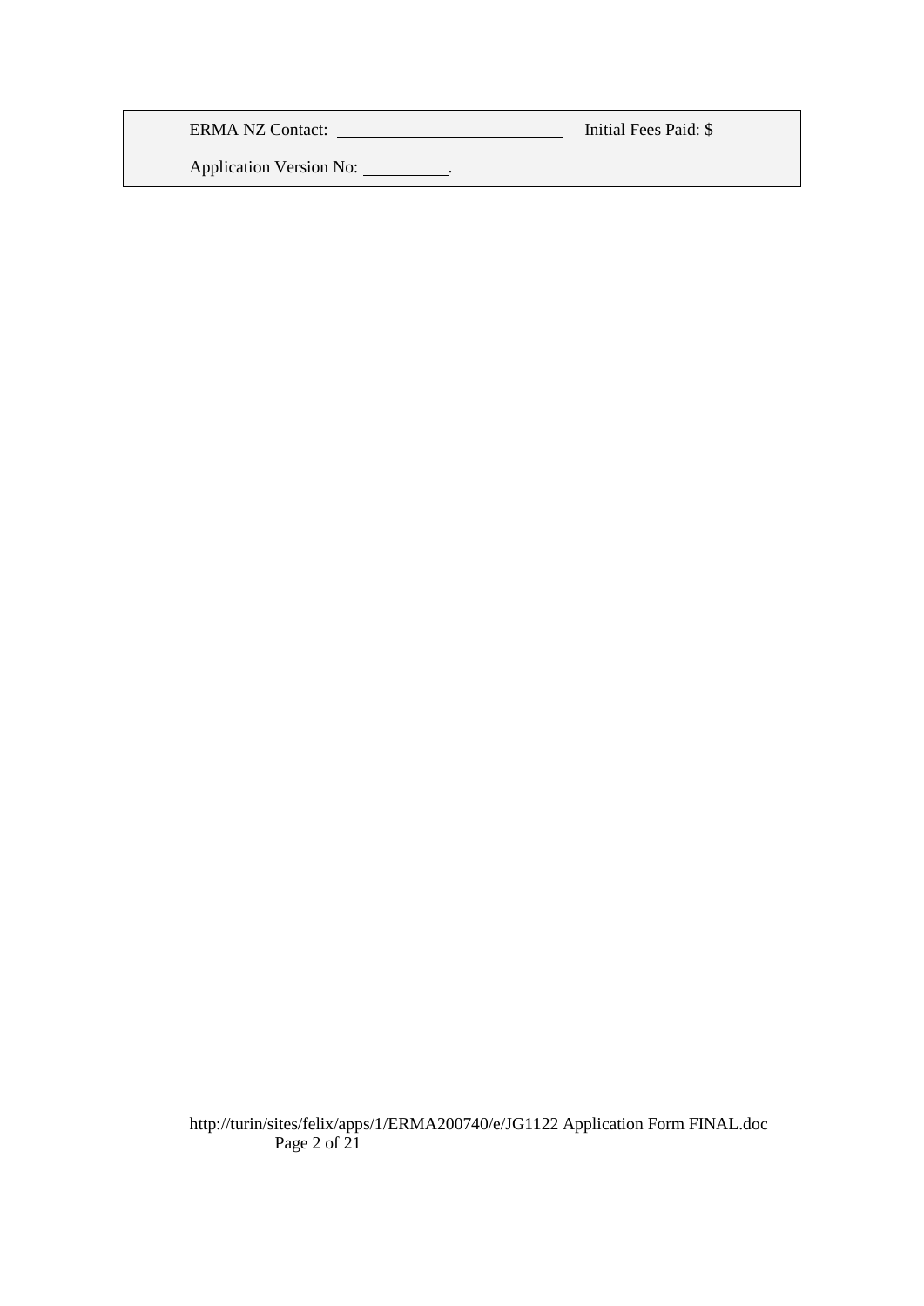| ERMA NZ Contact: ______________________ | Initial Fees Paid: $ |
| --- | --- |
| Application Version No: __________. | |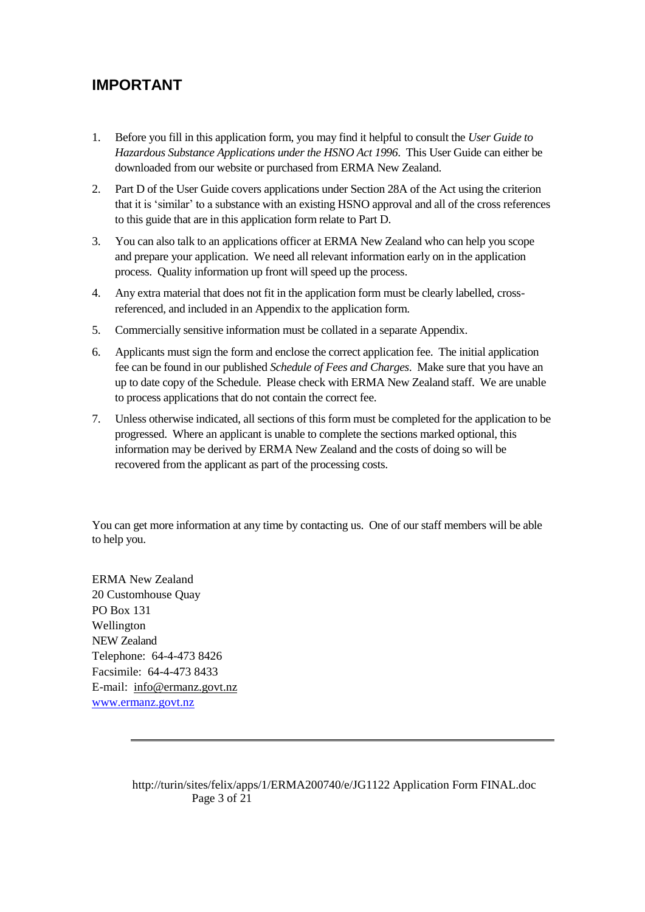## IMPORTANT

1. Before you fill in this application form, you may find it helpful to consult the *User Guide to Hazardous Substance Applications under the HSNO Act 1996*. This User Guide can either be downloaded from our website or purchased from ERMA New Zealand.
2. Part D of the User Guide covers applications under Section 28A of the Act using the criterion that it is 'similar' to a substance with an existing HSNO approval and all of the cross references to this guide that are in this application form relate to Part D.
3. You can also talk to an applications officer at ERMA New Zealand who can help you scope and prepare your application. We need all relevant information early on in the application process. Quality information up front will speed up the process.
4. Any extra material that does not fit in the application form must be clearly labelled, cross-referenced, and included in an Appendix to the application form.
5. Commercially sensitive information must be collated in a separate Appendix.
6. Applicants must sign the form and enclose the correct application fee. The initial application fee can be found in our published *Schedule of Fees and Charges*. Make sure that you have an up to date copy of the Schedule. Please check with ERMA New Zealand staff. We are unable to process applications that do not contain the correct fee.
7. Unless otherwise indicated, all sections of this form must be completed for the application to be progressed. Where an applicant is unable to complete the sections marked optional, this information may be derived by ERMA New Zealand and the costs of doing so will be recovered from the applicant as part of the processing costs.

You can get more information at any time by contacting us. One of our staff members will be able to help you.

ERMA New Zealand
20 Customhouse Quay
PO Box 131
Wellington
NEW Zealand
Telephone: 64-4-473 8426
Facsimile: 64-4-473 8433
E-mail: info@ermanz.govt.nz
www.ermanz.govt.nz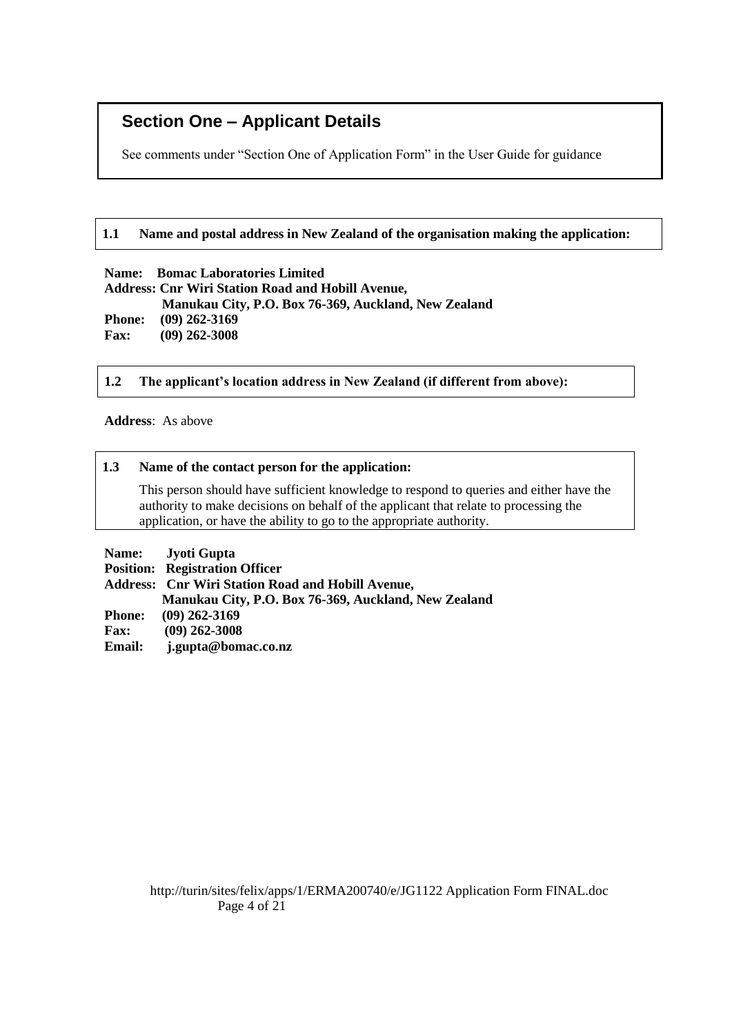## Section One – Applicant Details

See comments under "Section One of Application Form" in the User Guide for guidance

**1.1 Name and postal address in New Zealand of the organisation making the application:**

**Name: Bomac Laboratories Limited**
**Address: Cnr Wiri Station Road and Hobill Avenue,**
**Manukau City, P.O. Box 76-369, Auckland, New Zealand**
**Phone: (09) 262-3169**
**Fax: (09) 262-3008**

**1.2 The applicant's location address in New Zealand (if different from above):**

**Address**: As above

**1.3 Name of the contact person for the application:**

This person should have sufficient knowledge to respond to queries and either have the authority to make decisions on behalf of the applicant that relate to processing the application, or have the ability to go to the appropriate authority.

**Name: Jyoti Gupta**
**Position: Registration Officer**
**Address: Cnr Wiri Station Road and Hobill Avenue,**
**Manukau City, P.O. Box 76-369, Auckland, New Zealand**
**Phone: (09) 262-3169**
**Fax: (09) 262-3008**
**Email: j.gupta@bomac.co.nz**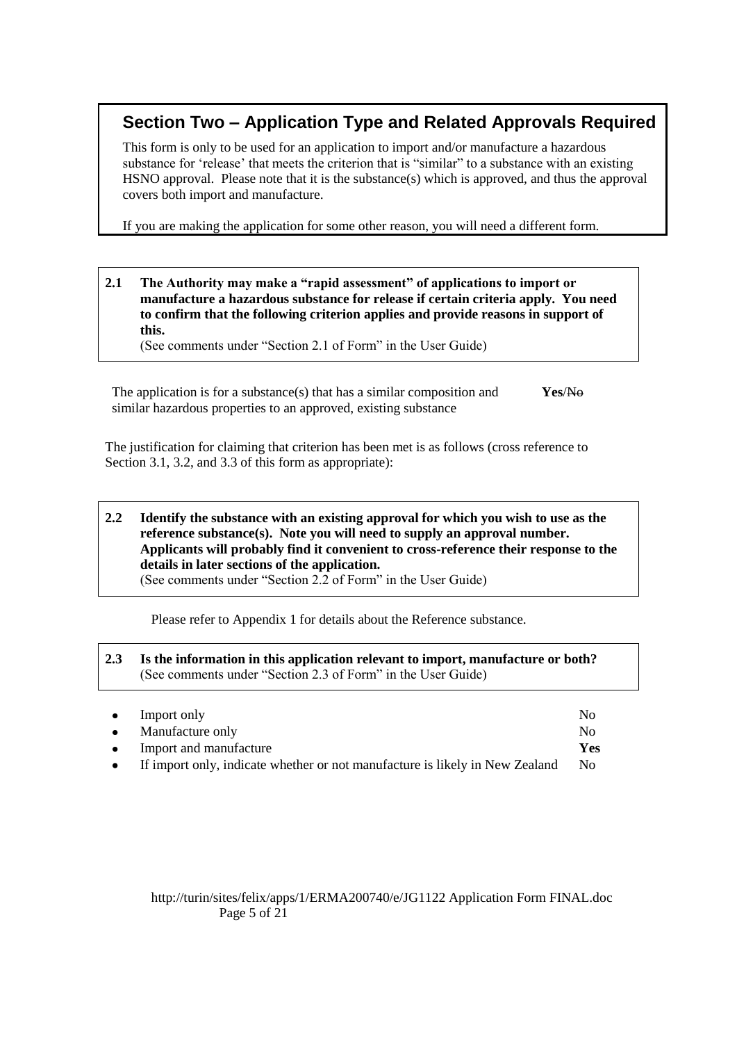## Section Two – Application Type and Related Approvals Required

This form is only to be used for an application to import and/or manufacture a hazardous substance for 'release' that meets the criterion that is "similar" to a substance with an existing HSNO approval. Please note that it is the substance(s) which is approved, and thus the approval covers both import and manufacture.

If you are making the application for some other reason, you will need a different form.

**2.1 The Authority may make a "rapid assessment" of applications to import or manufacture a hazardous substance for release if certain criteria apply. You need to confirm that the following criterion applies and provide reasons in support of this.**
(See comments under "Section 2.1 of Form" in the User Guide)

The application is for a substance(s) that has a similar composition and similar hazardous properties to an approved, existing substance — **Yes**/~~No~~

The justification for claiming that criterion has been met is as follows (cross reference to Section 3.1, 3.2, and 3.3 of this form as appropriate):

**2.2 Identify the substance with an existing approval for which you wish to use as the reference substance(s). Note you will need to supply an approval number. Applicants will probably find it convenient to cross-reference their response to the details in later sections of the application.**
(See comments under "Section 2.2 of Form" in the User Guide)

Please refer to Appendix 1 for details about the Reference substance.

**2.3 Is the information in this application relevant to import, manufacture or both?**
(See comments under "Section 2.3 of Form" in the User Guide)

- Import only — No
- Manufacture only — No
- Import and manufacture — **Yes**
- If import only, indicate whether or not manufacture is likely in New Zealand — No

http://turin/sites/felix/apps/1/ERMA200740/e/JG1122 Application Form FINAL.doc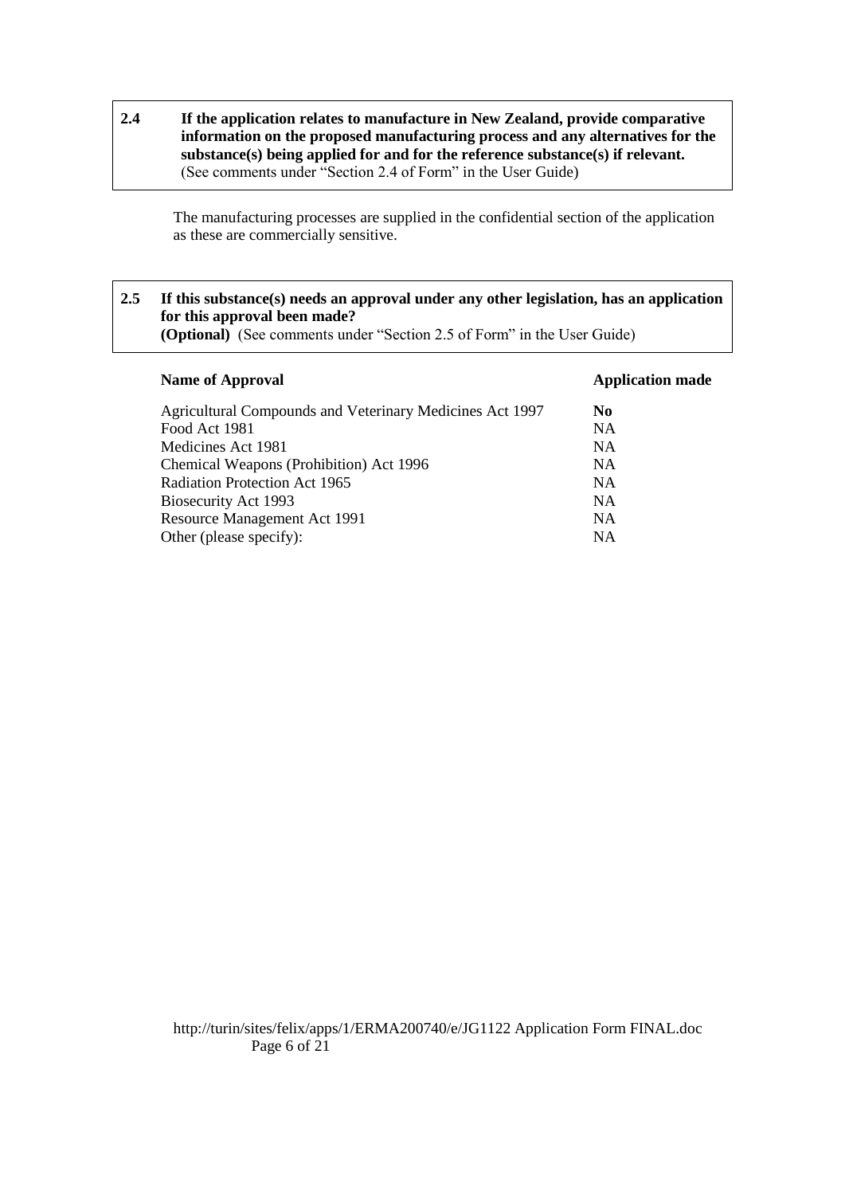**2.4 If the application relates to manufacture in New Zealand, provide comparative information on the proposed manufacturing process and any alternatives for the substance(s) being applied for and for the reference substance(s) if relevant.**
(See comments under "Section 2.4 of Form" in the User Guide)

The manufacturing processes are supplied in the confidential section of the application as these are commercially sensitive.

**2.5 If this substance(s) needs an approval under any other legislation, has an application for this approval been made?**
**(Optional)** (See comments under "Section 2.5 of Form" in the User Guide)

| **Name of Approval** | **Application made** |
|---|---|
| Agricultural Compounds and Veterinary Medicines Act 1997 | **No** |
| Food Act 1981 | NA |
| Medicines Act 1981 | NA |
| Chemical Weapons (Prohibition) Act 1996 | NA |
| Radiation Protection Act 1965 | NA |
| Biosecurity Act 1993 | NA |
| Resource Management Act 1991 | NA |
| Other (please specify): | NA |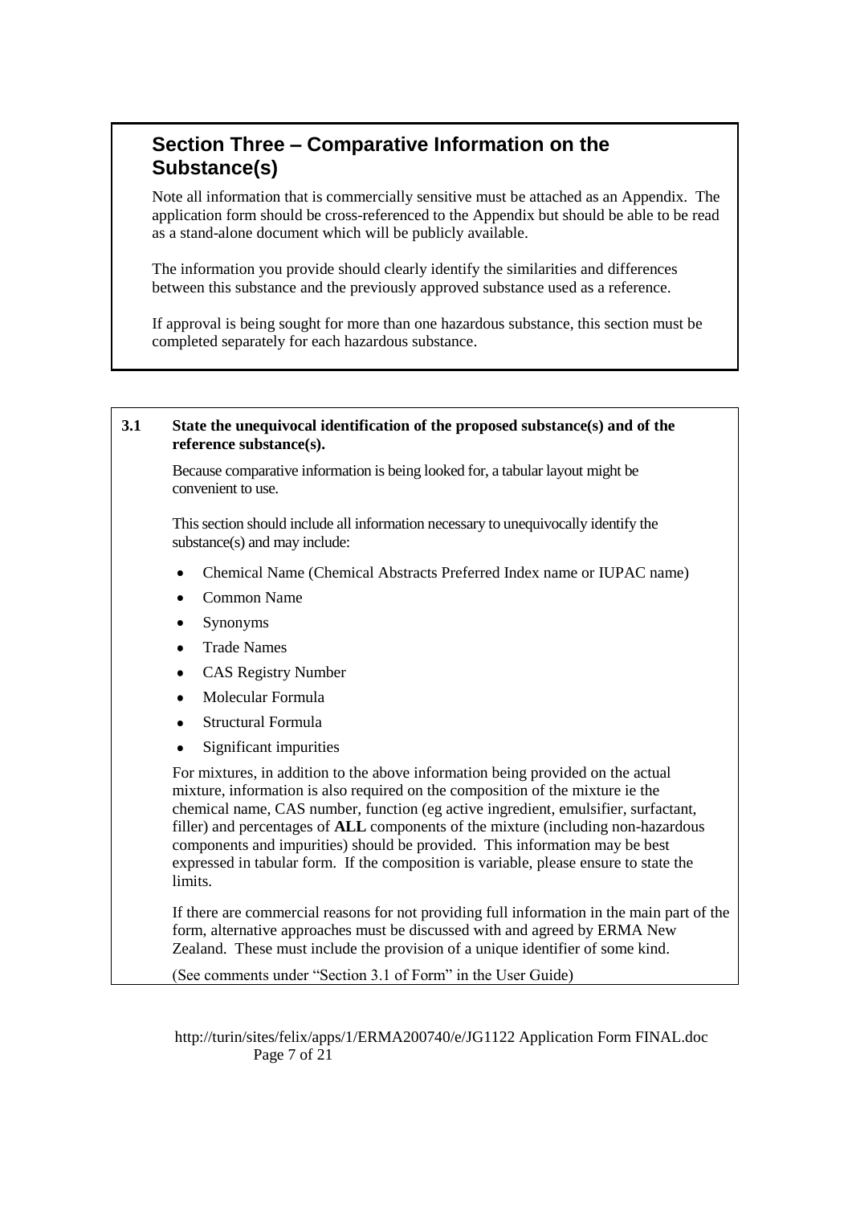## Section Three – Comparative Information on the Substance(s)

Note all information that is commercially sensitive must be attached as an Appendix. The application form should be cross-referenced to the Appendix but should be able to be read as a stand-alone document which will be publicly available.

The information you provide should clearly identify the similarities and differences between this substance and the previously approved substance used as a reference.

If approval is being sought for more than one hazardous substance, this section must be completed separately for each hazardous substance.

**3.1 State the unequivocal identification of the proposed substance(s) and of the reference substance(s).**

Because comparative information is being looked for, a tabular layout might be convenient to use.

This section should include all information necessary to unequivocally identify the substance(s) and may include:

- Chemical Name (Chemical Abstracts Preferred Index name or IUPAC name)
- Common Name
- Synonyms
- Trade Names
- CAS Registry Number
- Molecular Formula
- Structural Formula
- Significant impurities

For mixtures, in addition to the above information being provided on the actual mixture, information is also required on the composition of the mixture ie the chemical name, CAS number, function (eg active ingredient, emulsifier, surfactant, filler) and percentages of **ALL** components of the mixture (including non-hazardous components and impurities) should be provided. This information may be best expressed in tabular form. If the composition is variable, please ensure to state the limits.

If there are commercial reasons for not providing full information in the main part of the form, alternative approaches must be discussed with and agreed by ERMA New Zealand. These must include the provision of a unique identifier of some kind.

(See comments under "Section 3.1 of Form" in the User Guide)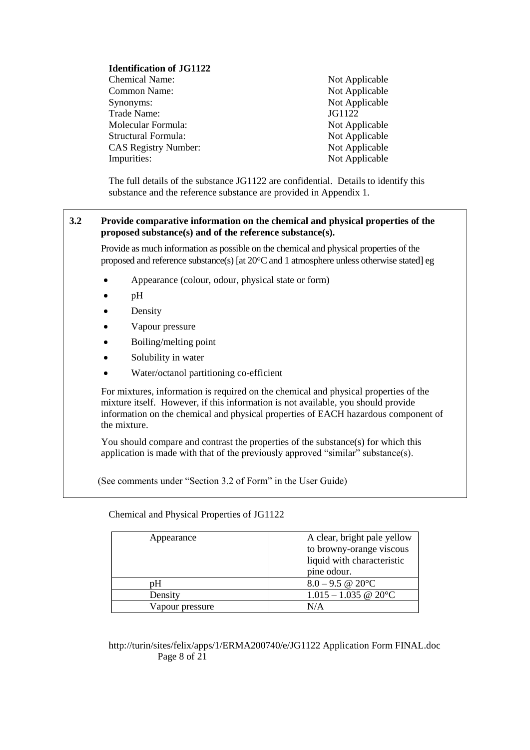**Identification of JG1122**

| | |
|---|---|
| Chemical Name: | Not Applicable |
| Common Name: | Not Applicable |
| Synonyms: | Not Applicable |
| Trade Name: | JG1122 |
| Molecular Formula: | Not Applicable |
| Structural Formula: | Not Applicable |
| CAS Registry Number: | Not Applicable |
| Impurities: | Not Applicable |

The full details of the substance JG1122 are confidential. Details to identify this substance and the reference substance are provided in Appendix 1.

**3.2 Provide comparative information on the chemical and physical properties of the proposed substance(s) and of the reference substance(s).**

Provide as much information as possible on the chemical and physical properties of the proposed and reference substance(s) [at 20°C and 1 atmosphere unless otherwise stated] eg

- Appearance (colour, odour, physical state or form)
- pH
- Density
- Vapour pressure
- Boiling/melting point
- Solubility in water
- Water/octanol partitioning co-efficient

For mixtures, information is required on the chemical and physical properties of the mixture itself. However, if this information is not available, you should provide information on the chemical and physical properties of EACH hazardous component of the mixture.

You should compare and contrast the properties of the substance(s) for which this application is made with that of the previously approved "similar" substance(s).

(See comments under "Section 3.2 of Form" in the User Guide)

Chemical and Physical Properties of JG1122

| | |
|---|---|
| Appearance | A clear, bright pale yellow to browny-orange viscous liquid with characteristic pine odour. |
| pH | 8.0 – 9.5 @ 20°C |
| Density | 1.015 – 1.035 @ 20°C |
| Vapour pressure | N/A |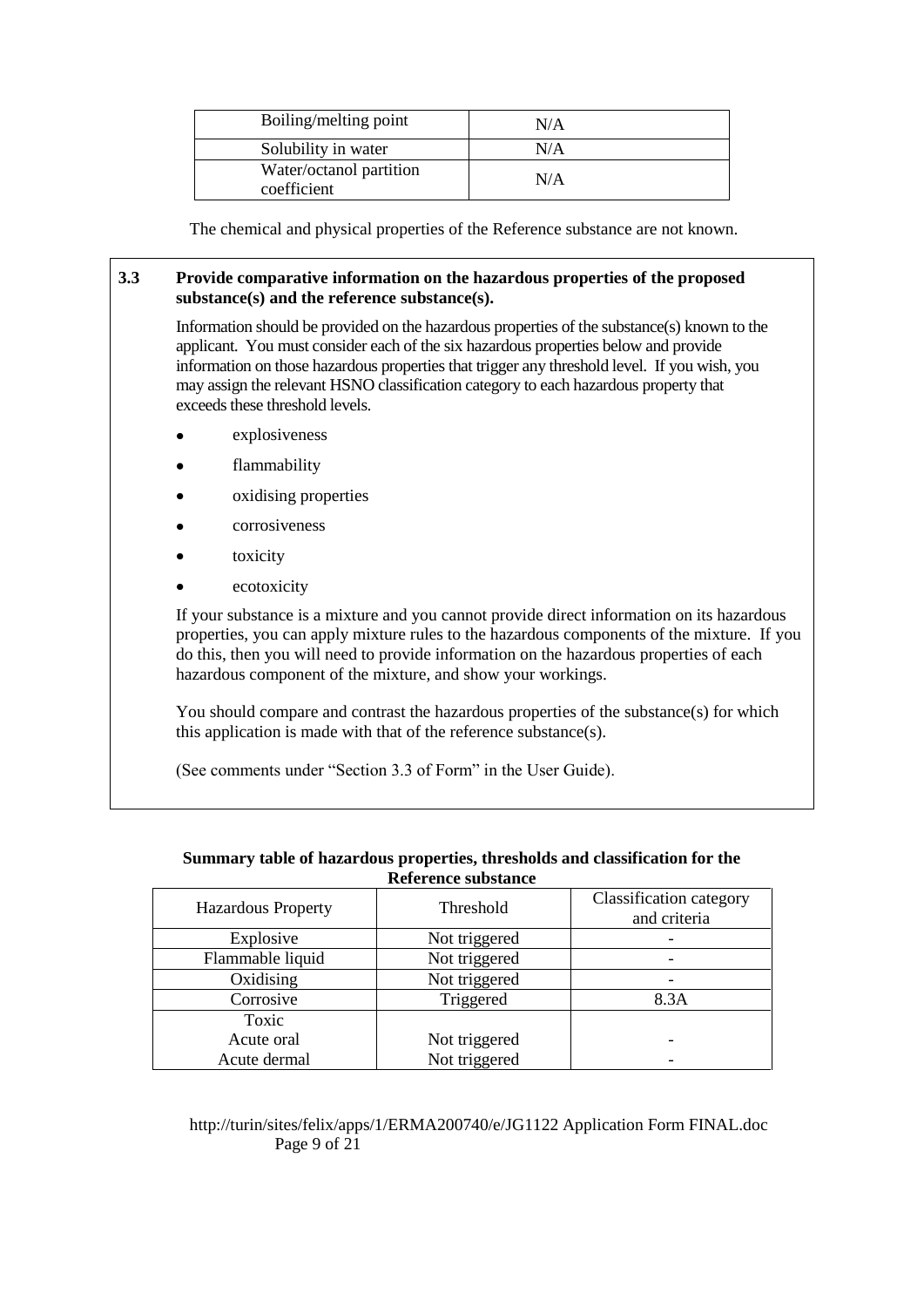| Boiling/melting point | N/A |
| --- | --- |
| Solubility in water | N/A |
| Water/octanol partition coefficient | N/A |

The chemical and physical properties of the Reference substance are not known.

**3.3 Provide comparative information on the hazardous properties of the proposed substance(s) and the reference substance(s).**

Information should be provided on the hazardous properties of the substance(s) known to the applicant. You must consider each of the six hazardous properties below and provide information on those hazardous properties that trigger any threshold level. If you wish, you may assign the relevant HSNO classification category to each hazardous property that exceeds these threshold levels.

- explosiveness
- flammability
- oxidising properties
- corrosiveness
- toxicity
- ecotoxicity

If your substance is a mixture and you cannot provide direct information on its hazardous properties, you can apply mixture rules to the hazardous components of the mixture. If you do this, then you will need to provide information on the hazardous properties of each hazardous component of the mixture, and show your workings.

You should compare and contrast the hazardous properties of the substance(s) for which this application is made with that of the reference substance(s).

(See comments under "Section 3.3 of Form" in the User Guide).

**Summary table of hazardous properties, thresholds and classification for the Reference substance**

| Hazardous Property | Threshold | Classification category and criteria |
| --- | --- | --- |
| Explosive | Not triggered | - |
| Flammable liquid | Not triggered | - |
| Oxidising | Not triggered | - |
| Corrosive | Triggered | 8.3A |
| Toxic | | |
| Acute oral | Not triggered | - |
| Acute dermal | Not triggered | - |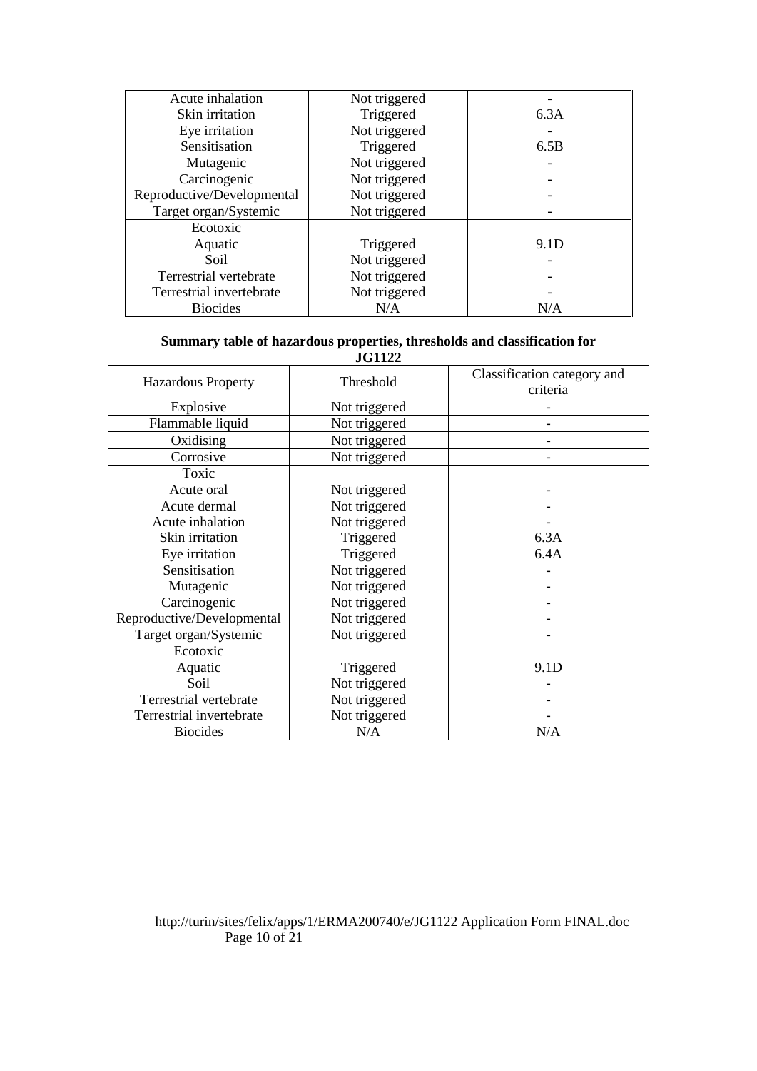| | | |
|---|---|---|
| Acute inhalation | Not triggered | - |
| Skin irritation | Triggered | 6.3A |
| Eye irritation | Not triggered | - |
| Sensitisation | Triggered | 6.5B |
| Mutagenic | Not triggered | - |
| Carcinogenic | Not triggered | - |
| Reproductive/Developmental | Not triggered | - |
| Target organ/Systemic | Not triggered | - |
| Ecotoxic | | |
| Aquatic | Triggered | 9.1D |
| Soil | Not triggered | - |
| Terrestrial vertebrate | Not triggered | - |
| Terrestrial invertebrate | Not triggered | - |
| Biocides | N/A | N/A |

**Summary table of hazardous properties, thresholds and classification for JG1122**

| Hazardous Property | Threshold | Classification category and criteria |
|---|---|---|
| Explosive | Not triggered | - |
| Flammable liquid | Not triggered | - |
| Oxidising | Not triggered | - |
| Corrosive | Not triggered | - |
| Toxic | | |
| Acute oral | Not triggered | - |
| Acute dermal | Not triggered | - |
| Acute inhalation | Not triggered | - |
| Skin irritation | Triggered | 6.3A |
| Eye irritation | Triggered | 6.4A |
| Sensitisation | Not triggered | - |
| Mutagenic | Not triggered | - |
| Carcinogenic | Not triggered | - |
| Reproductive/Developmental | Not triggered | - |
| Target organ/Systemic | Not triggered | - |
| Ecotoxic | | |
| Aquatic | Triggered | 9.1D |
| Soil | Not triggered | - |
| Terrestrial vertebrate | Not triggered | - |
| Terrestrial invertebrate | Not triggered | - |
| Biocides | N/A | N/A |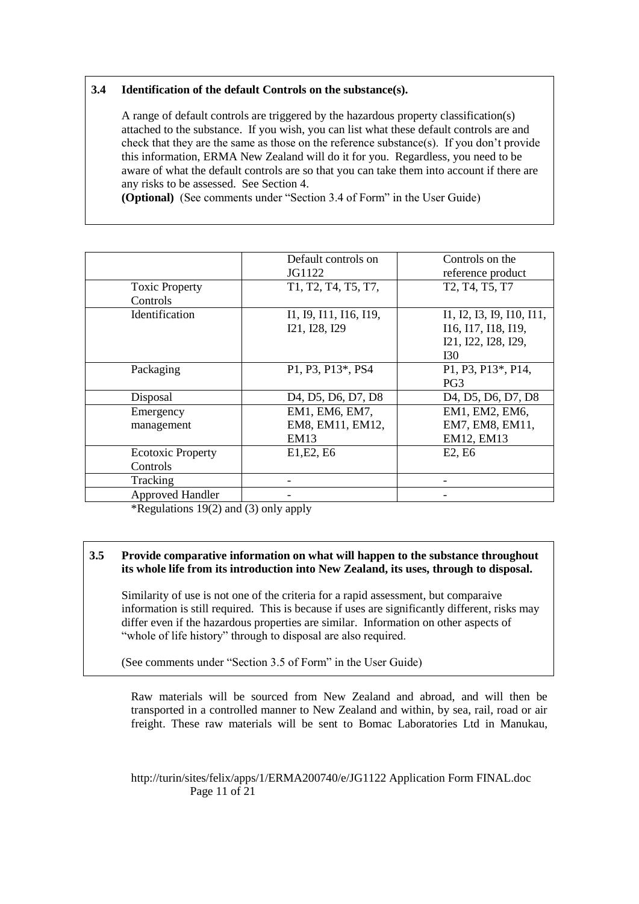### 3.4 Identification of the default Controls on the substance(s).

A range of default controls are triggered by the hazardous property classification(s) attached to the substance. If you wish, you can list what these default controls are and check that they are the same as those on the reference substance(s). If you don't provide this information, ERMA New Zealand will do it for you. Regardless, you need to be aware of what the default controls are so that you can take them into account if there are any risks to be assessed. See Section 4.

**(Optional)** (See comments under "Section 3.4 of Form" in the User Guide)

| | Default controls on JG1122 | Controls on the reference product |
|---|---|---|
| Toxic Property Controls | T1, T2, T4, T5, T7, | T2, T4, T5, T7 |
| Identification | I1, I9, I11, I16, I19, I21, I28, I29 | I1, I2, I3, I9, I10, I11, I16, I17, I18, I19, I21, I22, I28, I29, I30 |
| Packaging | P1, P3, P13*, PS4 | P1, P3, P13*, P14, PG3 |
| Disposal | D4, D5, D6, D7, D8 | D4, D5, D6, D7, D8 |
| Emergency management | EM1, EM6, EM7, EM8, EM11, EM12, EM13 | EM1, EM2, EM6, EM7, EM8, EM11, EM12, EM13 |
| Ecotoxic Property Controls | E1,E2, E6 | E2, E6 |
| Tracking | - | - |
| Approved Handler | - | - |

*Regulations 19(2) and (3) only apply

### 3.5 Provide comparative information on what will happen to the substance throughout its whole life from its introduction into New Zealand, its uses, through to disposal.

Similarity of use is not one of the criteria for a rapid assessment, but comparaive information is still required. This is because if uses are significantly different, risks may differ even if the hazardous properties are similar. Information on other aspects of "whole of life history" through to disposal are also required.

(See comments under "Section 3.5 of Form" in the User Guide)

Raw materials will be sourced from New Zealand and abroad, and will then be transported in a controlled manner to New Zealand and within, by sea, rail, road or air freight. These raw materials will be sent to Bomac Laboratories Ltd in Manukau,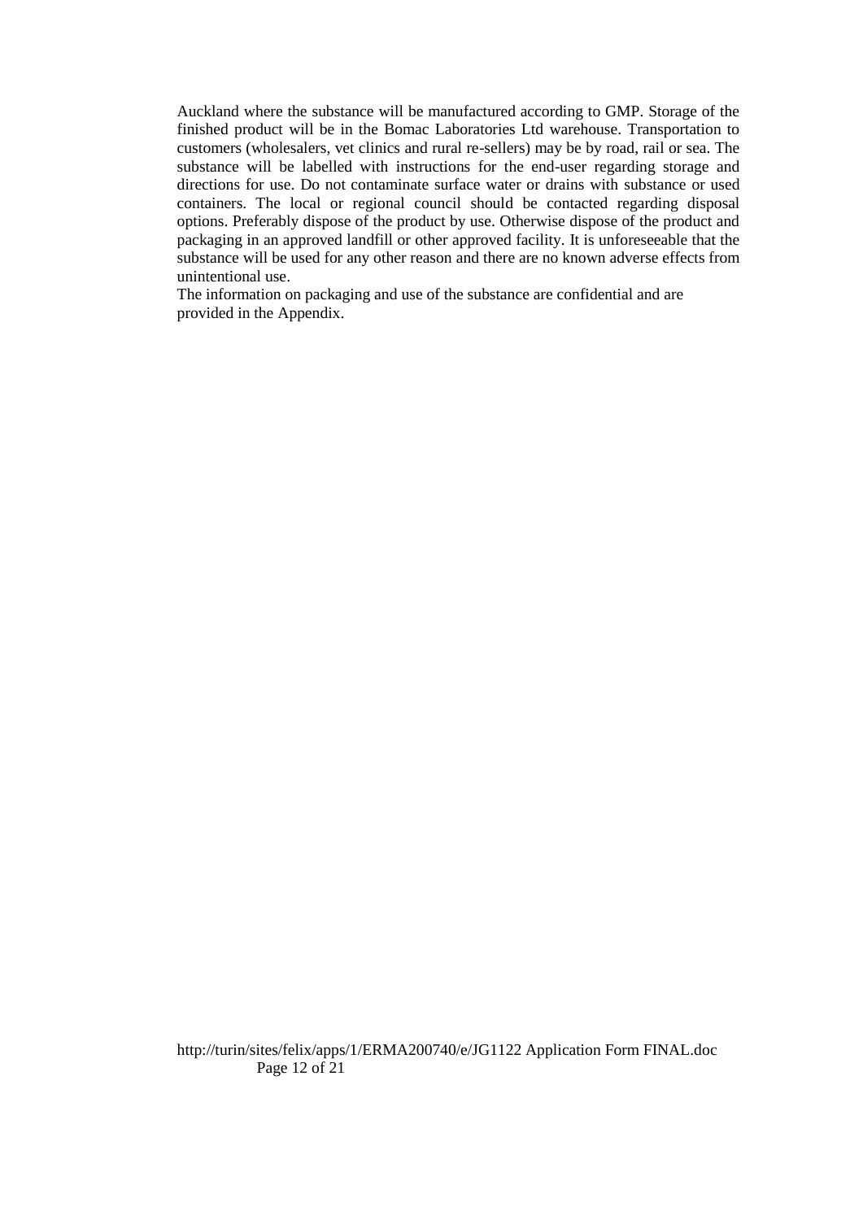Auckland where the substance will be manufactured according to GMP. Storage of the finished product will be in the Bomac Laboratories Ltd warehouse. Transportation to customers (wholesalers, vet clinics and rural re-sellers) may be by road, rail or sea. The substance will be labelled with instructions for the end-user regarding storage and directions for use. Do not contaminate surface water or drains with substance or used containers. The local or regional council should be contacted regarding disposal options. Preferably dispose of the product by use. Otherwise dispose of the product and packaging in an approved landfill or other approved facility. It is unforeseeable that the substance will be used for any other reason and there are no known adverse effects from unintentional use.

The information on packaging and use of the substance are confidential and are provided in the Appendix.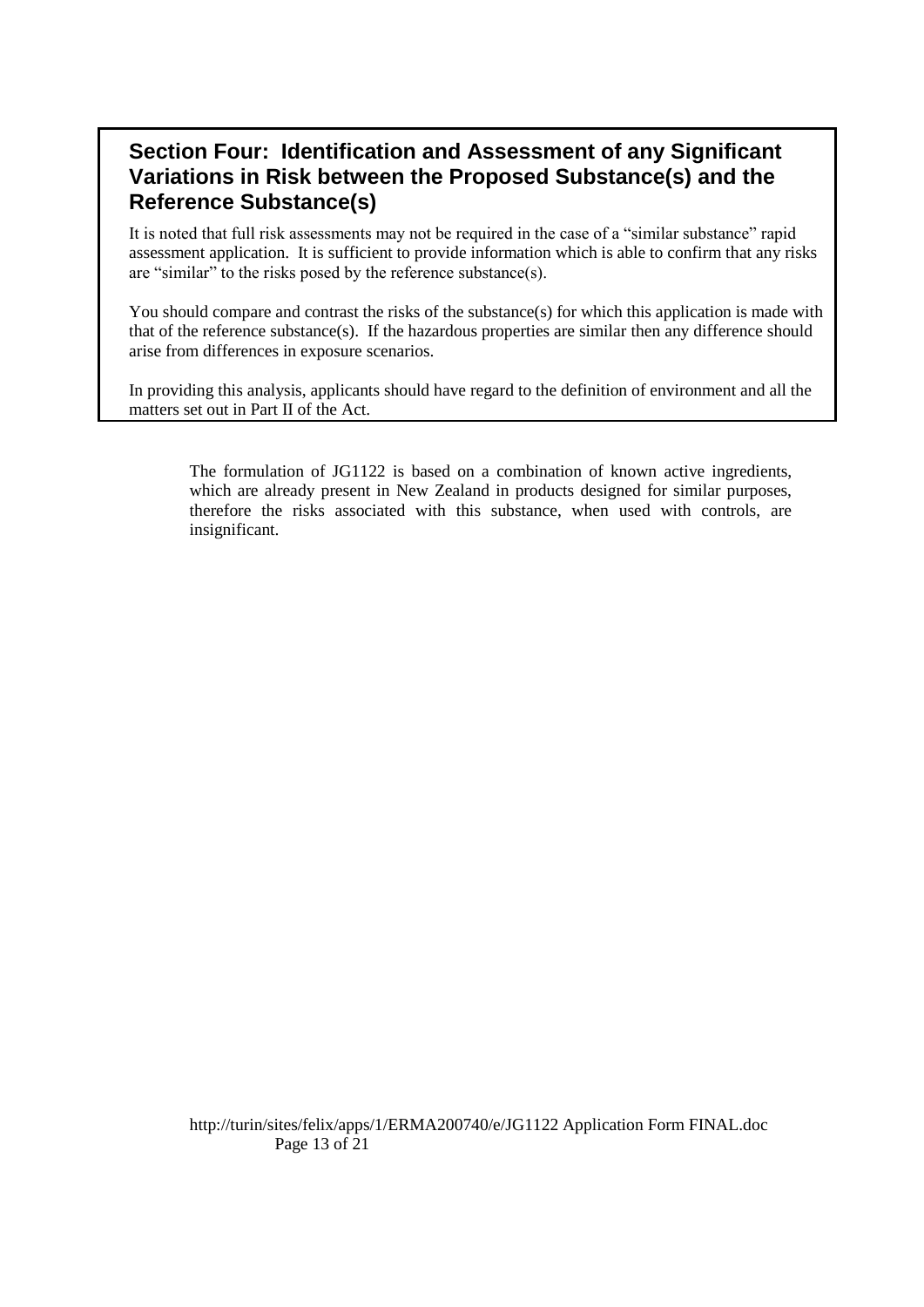## Section Four: Identification and Assessment of any Significant Variations in Risk between the Proposed Substance(s) and the Reference Substance(s)

It is noted that full risk assessments may not be required in the case of a "similar substance" rapid assessment application. It is sufficient to provide information which is able to confirm that any risks are "similar" to the risks posed by the reference substance(s).

You should compare and contrast the risks of the substance(s) for which this application is made with that of the reference substance(s). If the hazardous properties are similar then any difference should arise from differences in exposure scenarios.

In providing this analysis, applicants should have regard to the definition of environment and all the matters set out in Part II of the Act.

The formulation of JG1122 is based on a combination of known active ingredients, which are already present in New Zealand in products designed for similar purposes, therefore the risks associated with this substance, when used with controls, are insignificant.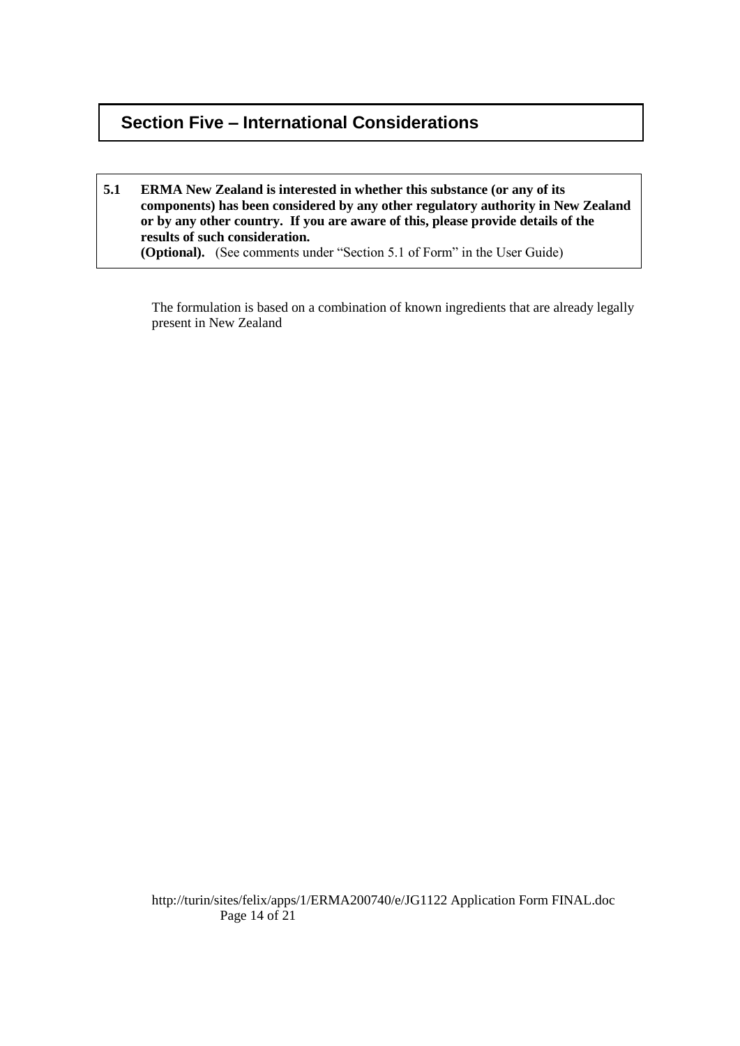## Section Five – International Considerations

**5.1 ERMA New Zealand is interested in whether this substance (or any of its components) has been considered by any other regulatory authority in New Zealand or by any other country. If you are aware of this, please provide details of the results of such consideration.**
**(Optional).** (See comments under "Section 5.1 of Form" in the User Guide)

The formulation is based on a combination of known ingredients that are already legally present in New Zealand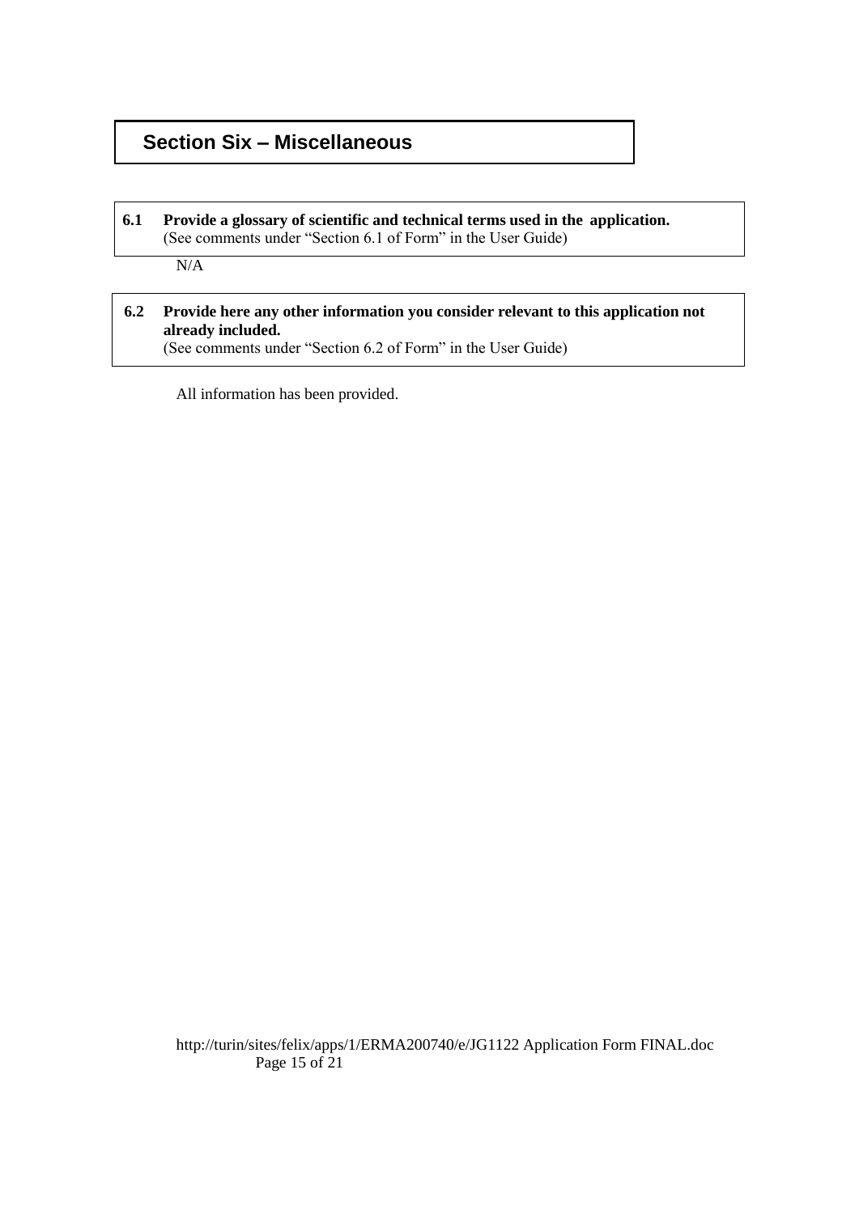# Section Six – Miscellaneous

**6.1 Provide a glossary of scientific and technical terms used in the application.**
(See comments under "Section 6.1 of Form" in the User Guide)

N/A

**6.2 Provide here any other information you consider relevant to this application not already included.**
(See comments under "Section 6.2 of Form" in the User Guide)

All information has been provided.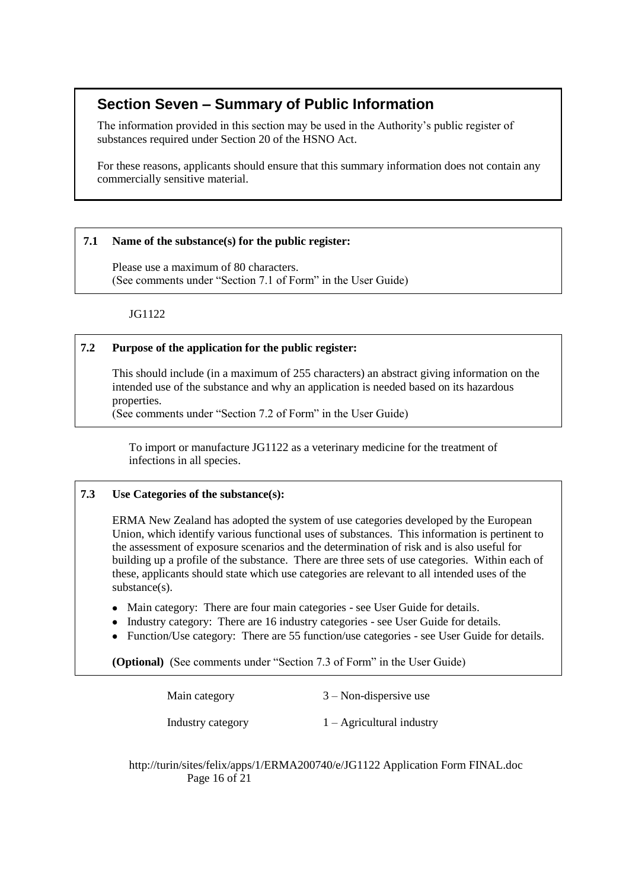## Section Seven – Summary of Public Information

The information provided in this section may be used in the Authority's public register of substances required under Section 20 of the HSNO Act.

For these reasons, applicants should ensure that this summary information does not contain any commercially sensitive material.

**7.1 Name of the substance(s) for the public register:**

Please use a maximum of 80 characters.
(See comments under "Section 7.1 of Form" in the User Guide)

JG1122

**7.2 Purpose of the application for the public register:**

This should include (in a maximum of 255 characters) an abstract giving information on the intended use of the substance and why an application is needed based on its hazardous properties.
(See comments under "Section 7.2 of Form" in the User Guide)

To import or manufacture JG1122 as a veterinary medicine for the treatment of infections in all species.

**7.3 Use Categories of the substance(s):**

ERMA New Zealand has adopted the system of use categories developed by the European Union, which identify various functional uses of substances. This information is pertinent to the assessment of exposure scenarios and the determination of risk and is also useful for building up a profile of the substance. There are three sets of use categories. Within each of these, applicants should state which use categories are relevant to all intended uses of the substance(s).

- Main category: There are four main categories - see User Guide for details.
- Industry category: There are 16 industry categories - see User Guide for details.
- Function/Use category: There are 55 function/use categories - see User Guide for details.

**(Optional)** (See comments under "Section 7.3 of Form" in the User Guide)

| | |
|---|---|
| Main category | 3 – Non-dispersive use |
| Industry category | 1 – Agricultural industry |

http://turin/sites/felix/apps/1/ERMA200740/e/JG1122 Application Form FINAL.doc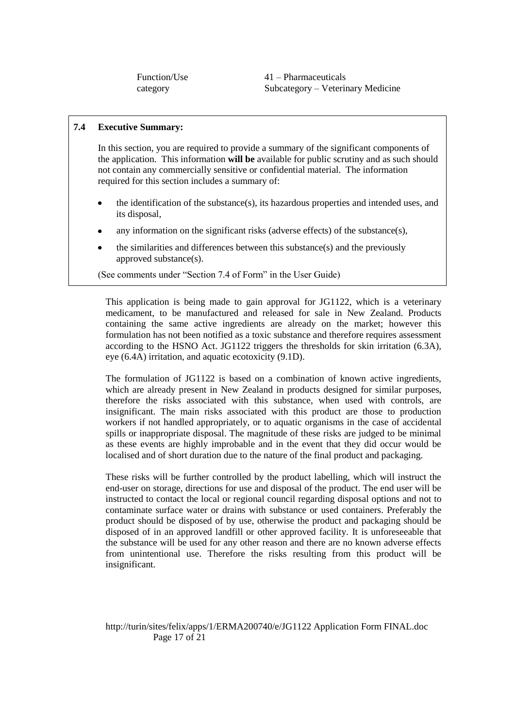| Function/Use category | 41 – Pharmaceuticals<br>Subcategory – Veterinary Medicine |
|---|---|

**7.4 Executive Summary:**

In this section, you are required to provide a summary of the significant components of the application. This information **will be** available for public scrutiny and as such should not contain any commercially sensitive or confidential material. The information required for this section includes a summary of:

- the identification of the substance(s), its hazardous properties and intended uses, and its disposal,
- any information on the significant risks (adverse effects) of the substance(s),
- the similarities and differences between this substance(s) and the previously approved substance(s).

(See comments under "Section 7.4 of Form" in the User Guide)

This application is being made to gain approval for JG1122, which is a veterinary medicament, to be manufactured and released for sale in New Zealand. Products containing the same active ingredients are already on the market; however this formulation has not been notified as a toxic substance and therefore requires assessment according to the HSNO Act. JG1122 triggers the thresholds for skin irritation (6.3A), eye (6.4A) irritation, and aquatic ecotoxicity (9.1D).

The formulation of JG1122 is based on a combination of known active ingredients, which are already present in New Zealand in products designed for similar purposes, therefore the risks associated with this substance, when used with controls, are insignificant. The main risks associated with this product are those to production workers if not handled appropriately, or to aquatic organisms in the case of accidental spills or inappropriate disposal. The magnitude of these risks are judged to be minimal as these events are highly improbable and in the event that they did occur would be localised and of short duration due to the nature of the final product and packaging.

These risks will be further controlled by the product labelling, which will instruct the end-user on storage, directions for use and disposal of the product. The end user will be instructed to contact the local or regional council regarding disposal options and not to contaminate surface water or drains with substance or used containers. Preferably the product should be disposed of by use, otherwise the product and packaging should be disposed of in an approved landfill or other approved facility. It is unforeseeable that the substance will be used for any other reason and there are no known adverse effects from unintentional use. Therefore the risks resulting from this product will be insignificant.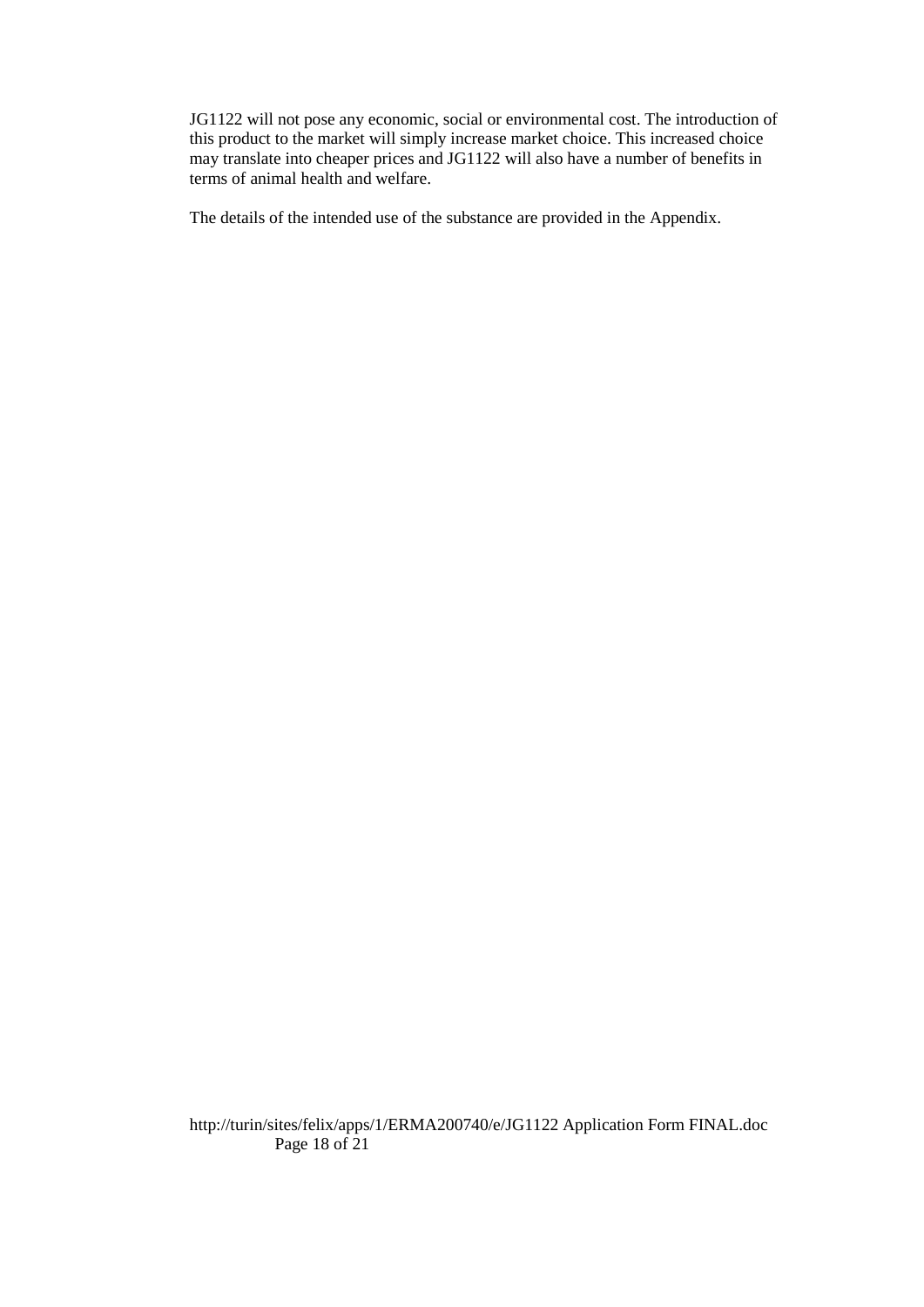JG1122 will not pose any economic, social or environmental cost. The introduction of this product to the market will simply increase market choice. This increased choice may translate into cheaper prices and JG1122 will also have a number of benefits in terms of animal health and welfare.

The details of the intended use of the substance are provided in the Appendix.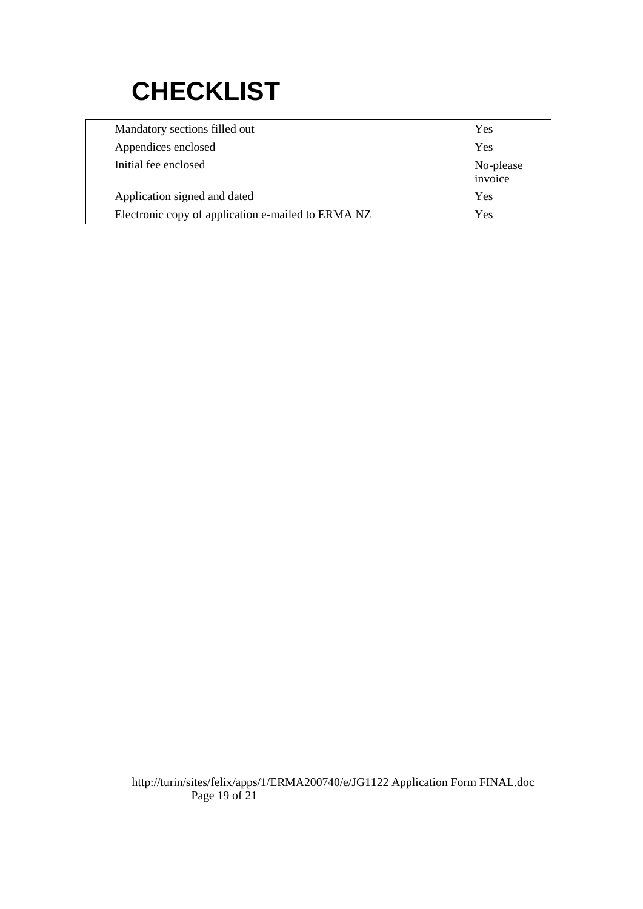# CHECKLIST

| | |
|---|---|
| Mandatory sections filled out | Yes |
| Appendices enclosed | Yes |
| Initial fee enclosed | No-please invoice |
| Application signed and dated | Yes |
| Electronic copy of application e-mailed to ERMA NZ | Yes |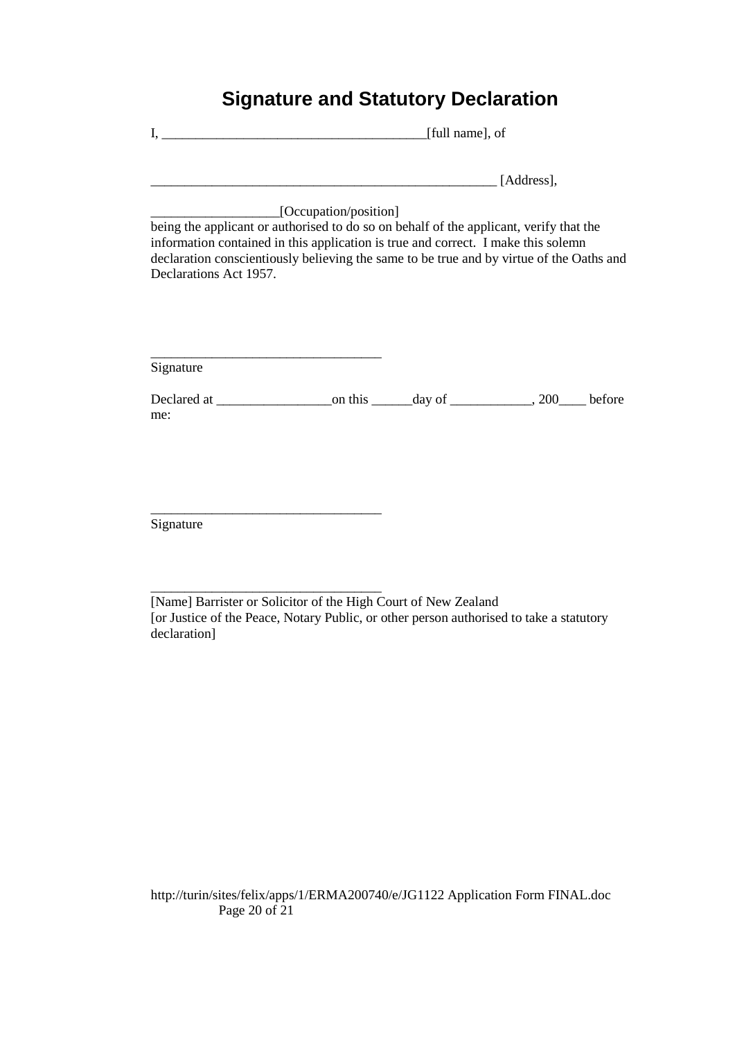# Signature and Statutory Declaration

I, _______________________________________[full name], of

___________________________________________________ [Address],

___________________[Occupation/position]
being the applicant or authorised to do so on behalf of the applicant, verify that the information contained in this application is true and correct. I make this solemn declaration conscientiously believing the same to be true and by virtue of the Oaths and Declarations Act 1957.

__________________________________
Signature

Declared at _________________on this ______day of ____________, 200____ before me:

__________________________________
Signature

__________________________________
[Name] Barrister or Solicitor of the High Court of New Zealand
[or Justice of the Peace, Notary Public, or other person authorised to take a statutory declaration]